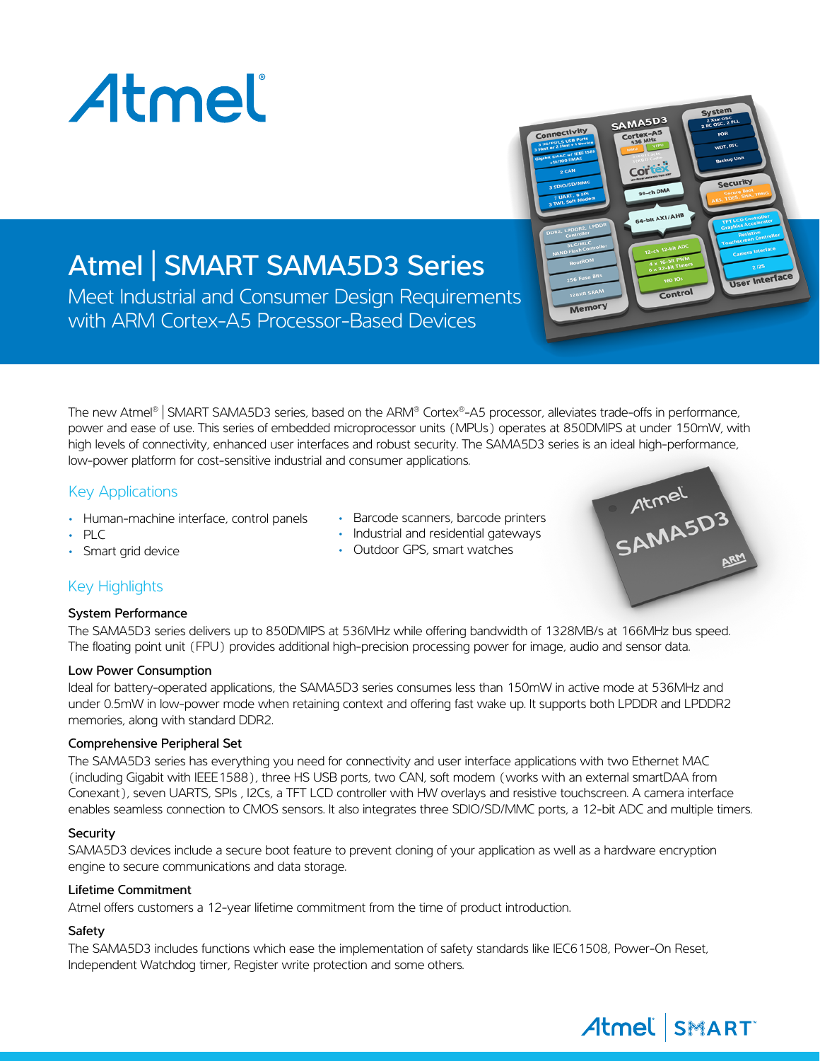# Atmel | SMART SAMA5D3 Series

Meet Industrial and Consumer Design Requirements with ARM Cortex-A5 Processor-Based Devices

The new Atmel® | SMART SAMA5D3 series, based on the ARM® Cortex®-A5 processor, alleviates trade-offs in performance, power and ease of use. This series of embedded microprocessor units (MPUs) operates at 850DMIPS at under 150mW, with high levels of connectivity, enhanced user interfaces and robust security. The SAMA5D3 series is an ideal high-performance, low-power platform for cost-sensitive industrial and consumer applications.

## Key Applications

- Human-machine interface, control panels
- PLC
- Smart grid device
- Barcode scanners, barcode printers
- Industrial and residential gateways
- Outdoor GPS, smart watches

## Key Highlights

### System Performance

The SAMA5D3 series delivers up to 850DMIPS at 536MHz while offering bandwidth of 1328MB/s at 166MHz bus speed. The floating point unit (FPU) provides additional high-precision processing power for image, audio and sensor data.

### Low Power Consumption

Ideal for battery-operated applications, the SAMA5D3 series consumes less than 150mW in active mode at 536MHz and under 0.5mW in low-power mode when retaining context and offering fast wake up. It supports both LPDDR and LPDDR2 memories, along with standard DDR2.

### Comprehensive Peripheral Set

The SAMA5D3 series has everything you need for connectivity and user interface applications with two Ethernet MAC (including Gigabit with IEEE1588), three HS USB ports, two CAN, soft modem (works with an external smartDAA from Conexant), seven UARTS, SPIs , I2Cs, a TFT LCD controller with HW overlays and resistive touchscreen. A camera interface enables seamless connection to CMOS sensors. It also integrates three SDIO/SD/MMC ports, a 12-bit ADC and multiple timers.

### Security

SAMA5D3 devices include a secure boot feature to prevent cloning of your application as well as a hardware encryption engine to secure communications and data storage.

### Lifetime Commitment

Atmel offers customers a 12-year lifetime commitment from the time of product introduction.

### Safety

The SAMA5D3 includes functions which ease the implementation of safety standards like IEC61508, Power-On Reset, Independent Watchdog timer, Register write protection and some others.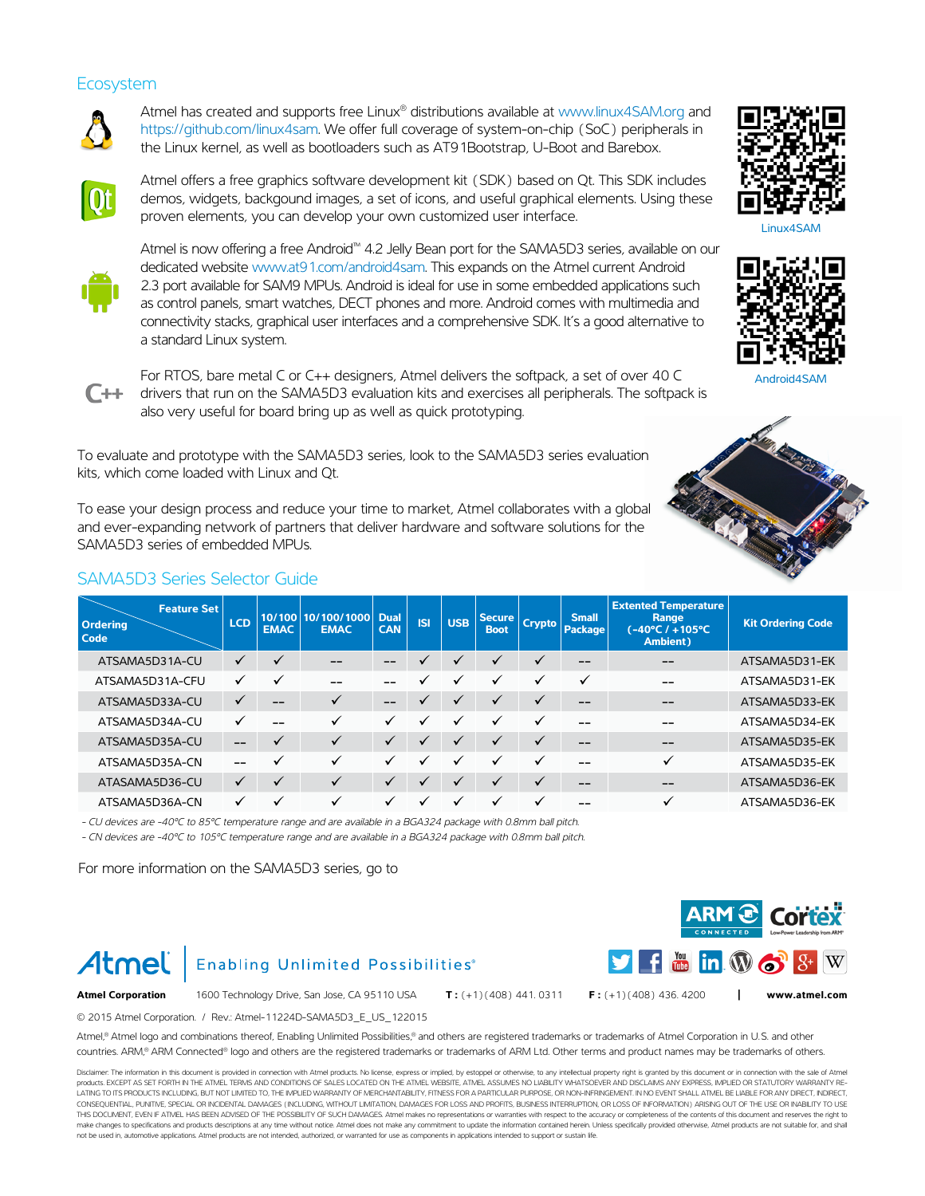## Ecosystem

Atmel has created and supports free Linux® distributions available at www.linux4SAM.org and https://github.com/linux4sam. We offer full coverage of system-on-chip (SoC) peripherals in the Linux kernel, as well as bootloaders such as AT91Bootstrap, U-Boot and Barebox.

Atmel offers a free graphics software development kit (SDK) based on Qt. This SDK includes demos, widgets, backgound images, a set of icons, and useful graphical elements. Using these proven elements, you can develop your own customized user interface.

Atmel is now offering a free Android™ 4.2 Jelly Bean port for the SAMA5D3 series, available on our dedicated website www.at91.com/android4sam. This expands on the Atmel current Android 2.3 port available for SAM9 MPUs. Android is ideal for use in some embedded applications such as control panels, smart watches, DECT phones and more. Android comes with multimedia and connectivity stacks, graphical user interfaces and a comprehensive SDK. It's a good alternative to a standard Linux system.

For RTOS, bare metal C or C++ designers, Atmel delivers the softpack, a set of over 40 C drivers that run on the SAMA5D3 evaluation kits and exercises all peripherals. The softpack is also very useful for board bring up as well as quick prototyping.

Linux4SAM

Android4SAM

To evaluate and prototype with the SAMA5D3 series, look to the SAMA5D3 series evaluation kits, which come loaded with Linux and Qt.

To ease your design process and reduce your time to market, Atmel collaborates with a global and ever-expanding network of partners that deliver hardware and software solutions for the SAMA5D3 series of embedded MPUs.

## SAMA5D3 Series Selector Guide

| Feature Set / Ordering Code | LCD | 10/100 EMAC | 10/100/1000 EMAC | Dual CAN | ISI | USB | Secure Boot | Crypto | Small Package | Extented Temperature Range (-40°C / +105°C Ambient) | Kit Ordering Code |
|---|---|---|---|---|---|---|---|---|---|---|---|
| ATSAMA5D31A-CU | ✓ | ✓ | -- | -- | ✓ | ✓ | ✓ | ✓ | -- | -- | ATSAMA5D31-EK |
| ATSAMA5D31A-CFU | ✓ | ✓ | -- | -- | ✓ | ✓ | ✓ | ✓ | ✓ | -- | ATSAMA5D31-EK |
| ATSAMA5D33A-CU | ✓ | -- | ✓ | -- | ✓ | ✓ | ✓ | ✓ | -- | -- | ATSAMA5D33-EK |
| ATSAMA5D34A-CU | ✓ | -- | ✓ | ✓ | ✓ | ✓ | ✓ | ✓ | -- | -- | ATSAMA5D34-EK |
| ATSAMA5D35A-CU | -- | ✓ | ✓ | ✓ | ✓ | ✓ | ✓ | ✓ | -- | -- | ATSAMA5D35-EK |
| ATSAMA5D35A-CN | -- | ✓ | ✓ | ✓ | ✓ | ✓ | ✓ | ✓ | -- | ✓ | ATSAMA5D35-EK |
| ATASAMA5D36-CU | ✓ | ✓ | ✓ | ✓ | ✓ | ✓ | ✓ | ✓ | -- | -- | ATSAMA5D36-EK |
| ATSAMA5D36A-CN | ✓ | ✓ | ✓ | ✓ | ✓ | ✓ | ✓ | ✓ | -- | ✓ | ATSAMA5D36-EK |

*- CU devices are -40°C to 85°C temperature range and are available in a BGA324 package with 0.8mm ball pitch.*
*- CN devices are -40°C to 105°C temperature range and are available in a BGA324 package with 0.8mm ball pitch.*

For more information on the SAMA5D3 series, go to

Atmel | Enabling Unlimited Possibilities®

**Atmel Corporation** 1600 Technology Drive, San Jose, CA 95110 USA **T:** (+1)(408) 441.0311 **F:** (+1)(408) 436.4200 | **www.atmel.com**

© 2015 Atmel Corporation. / Rev.: Atmel-11224D-SAMA5D3_E_US_122015

Atmel,® Atmel logo and combinations thereof, Enabling Unlimited Possibilities,® and others are registered trademarks or trademarks of Atmel Corporation in U.S. and other countries. ARM,® ARM Connected® logo and others are the registered trademarks or trademarks of ARM Ltd. Other terms and product names may be trademarks of others.

Disclaimer: The information in this document is provided in connection with Atmel products. No license, express or implied, by estoppel or otherwise, to any intellectual property right is granted by this document or in connection with the sale of Atmel products. EXCEPT AS SET FORTH IN THE ATMEL TERMS AND CONDITIONS OF SALES LOCATED ON THE ATMEL WEBSITE, ATMEL ASSUMES NO LIABILITY WHATSOEVER AND DISCLAIMS ANY EXPRESS, IMPLIED OR STATUTORY WARRANTY RELATING TO ITS PRODUCTS INCLUDING, BUT NOT LIMITED TO, THE IMPLIED WARRANTY OF MERCHANTABILITY, FITNESS FOR A PARTICULAR PURPOSE, OR NON-INFRINGEMENT. IN NO EVENT SHALL ATMEL BE LIABLE FOR ANY DIRECT, INDIRECT, CONSEQUENTIAL, PUNITIVE, SPECIAL OR INCIDENTAL DAMAGES (INCLUDING, WITHOUT LIMITATION, DAMAGES FOR LOSS AND PROFITS, BUSINESS INTERRUPTION, OR LOSS OF INFORMATION) ARISING OUT OF THE USE OR INABILITY TO USE THIS DOCUMENT, EVEN IF ATMEL HAS BEEN ADVISED OF THE POSSIBILITY OF SUCH DAMAGES. Atmel makes no representations or warranties with respect to the accuracy or completeness of the contents of this document and reserves the right to make changes to specifications and products descriptions at any time without notice. Atmel does not make any commitment to update the information contained herein. Unless specifically provided otherwise, Atmel products are not suitable for, and shall not be used in, automotive applications. Atmel products are not intended, authorized, or warranted for use as components in applications intended to support or sustain life.